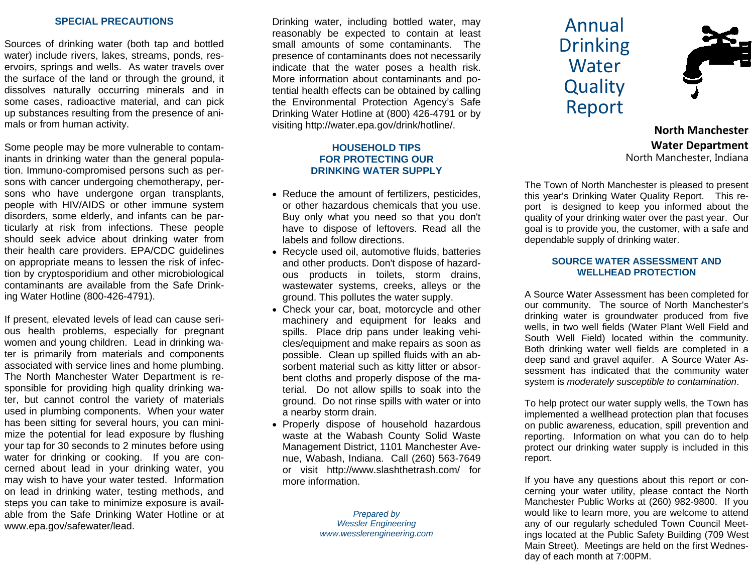## SPECIAL PRECAUTIONS

Sources of drinking water (both tap and bottled water) include rivers, lakes, streams, ponds, reservoirs, springs and wells. As water travels over the surface of the land or through the ground, it dissolves naturally occurring minerals and in some cases, radioactive material, and can pick up substances resulting from the presence of animals or from human activity.

Some people may be more vulnerable to contaminants in drinking water than the general population. Immuno-compromised persons such as persons with cancer undergoing chemotherapy, persons who have undergone organ transplants, people with HIV/AIDS or other immune system disorders, some elderly, and infants can be particularly at risk from infections. These people should seek advice about drinking water from their health care providers. EPA/CDC guidelines on appropriate means to lessen the risk of infection by cryptosporidium and other microbiological contaminants are available from the Safe Drinking Water Hotline (800-426-4791).

If present, elevated levels of lead can cause serious health problems, especially for pregnant women and young children. Lead in drinking water is primarily from materials and components associated with service lines and home plumbing. The North Manchester Water Department is responsible for providing high quality drinking water, but cannot control the variety of materials used in plumbing components. When your water has been sitting for several hours, you can minimize the potential for lead exposure by flushing your tap for 30 seconds to 2 minutes before using water for drinking or cooking. If you are concerned about lead in your drinking water, you may wish to have your water tested. Information on lead in drinking water, testing methods, and steps you can take to minimize exposure is available from the Safe Drinking Water Hotline or at www.epa.gov/safewater/lead.

Drinking water, including bottled water, may reasonably be expected to contain at least small amounts of some contaminants. The presence of contaminants does not necessarily indicate that the water poses a health risk. More information about contaminants and potential health effects can be obtained by calling the Environmental Protection Agency's Safe Drinking Water Hotline at (800) 426-4791 or by visiting http://water.epa.gov/drink/hotline/.

## HOUSEHOLD TIPS FOR PROTECTING OUR DRINKING WATER SUPPLY

- Reduce the amount of fertilizers, pesticides, or other hazardous chemicals that you use. Buy only what you need so that you don't have to dispose of leftovers. Read all the labels and follow directions.
- Recycle used oil, automotive fluids, batteries and other products. Don't dispose of hazardous products in toilets, storm drains, wastewater systems, creeks, alleys or the ground. This pollutes the water supply.
- Check your car, boat, motorcycle and other machinery and equipment for leaks and spills. Place drip pans under leaking vehicles/equipment and make repairs as soon as possible. Clean up spilled fluids with an absorbent material such as kitty litter or absorbent cloths and properly dispose of the material. Do not allow spills to soak into the ground. Do not rinse spills with water or into a nearby storm drain.
- Properly dispose of household hazardous waste at the Wabash County Solid Waste Management District, 1101 Manchester Avenue, Wabash, Indiana. Call (260) 563-7649 or visit http://www.slashthetrash.com/ for more information.

*Prepared by*
*Wessler Engineering*
*www.wesslerengineering.com*

# Annual Drinking Water Quality Report

**North Manchester Water Department**
North Manchester, Indiana

The Town of North Manchester is pleased to present this year's Drinking Water Quality Report. This report is designed to keep you informed about the quality of your drinking water over the past year. Our goal is to provide you, the customer, with a safe and dependable supply of drinking water.

## SOURCE WATER ASSESSMENT AND WELLHEAD PROTECTION

A Source Water Assessment has been completed for our community. The source of North Manchester's drinking water is groundwater produced from five wells, in two well fields (Water Plant Well Field and South Well Field) located within the community. Both drinking water well fields are completed in a deep sand and gravel aquifer. A Source Water Assessment has indicated that the community water system is *moderately susceptible to contamination*.

To help protect our water supply wells, the Town has implemented a wellhead protection plan that focuses on public awareness, education, spill prevention and reporting. Information on what you can do to help protect our drinking water supply is included in this report.

If you have any questions about this report or concerning your water utility, please contact the North Manchester Public Works at (260) 982-9800. If you would like to learn more, you are welcome to attend any of our regularly scheduled Town Council Meetings located at the Public Safety Building (709 West Main Street). Meetings are held on the first Wednesday of each month at 7:00PM.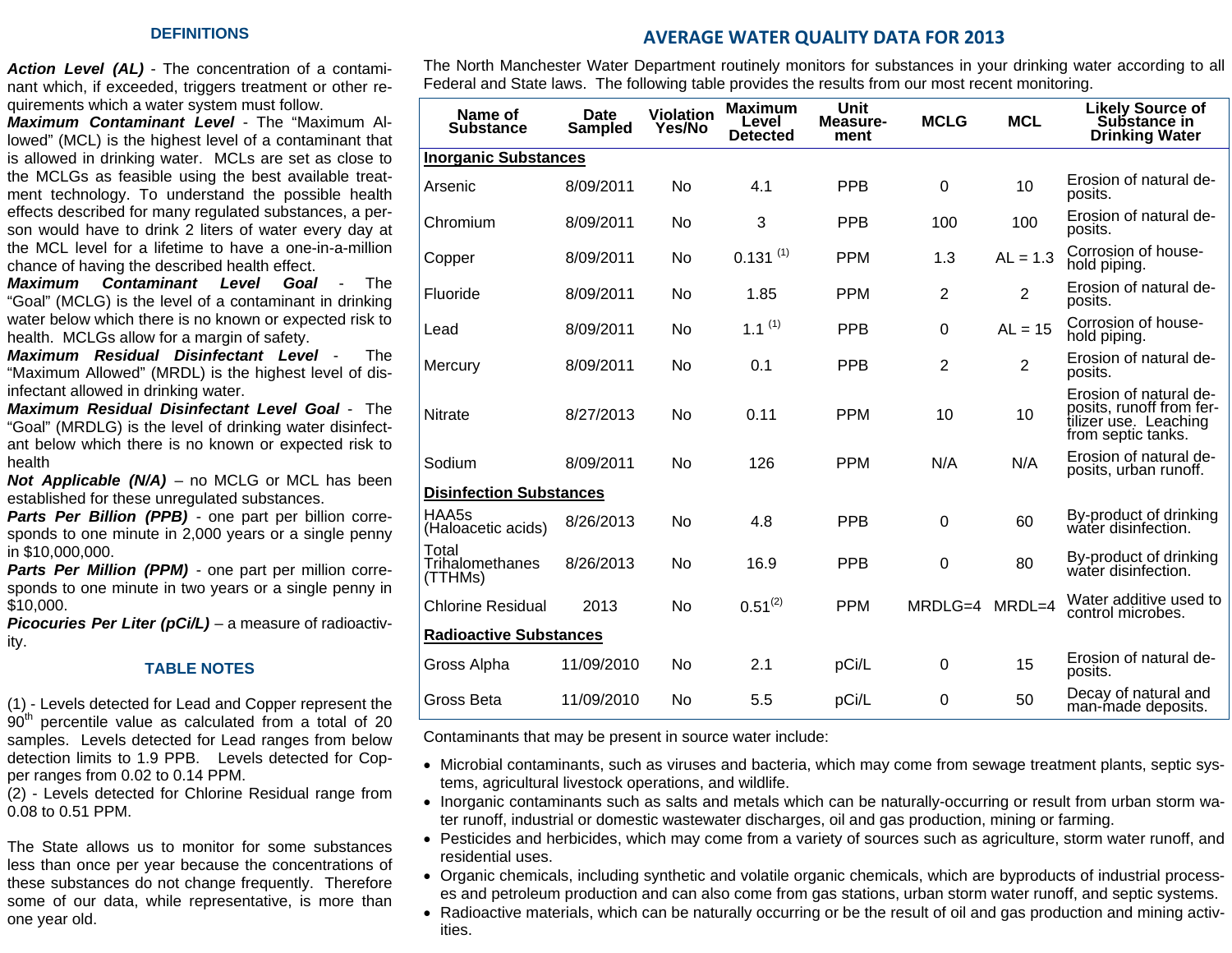### DEFINITIONS

***Action Level (AL)*** - The concentration of a contaminant which, if exceeded, triggers treatment or other requirements which a water system must follow.

***Maximum Contaminant Level*** - The "Maximum Allowed" (MCL) is the highest level of a contaminant that is allowed in drinking water. MCLs are set as close to the MCLGs as feasible using the best available treatment technology. To understand the possible health effects described for many regulated substances, a person would have to drink 2 liters of water every day at the MCL level for a lifetime to have a one-in-a-million chance of having the described health effect.

***Maximum Contaminant Level Goal*** - The "Goal" (MCLG) is the level of a contaminant in drinking water below which there is no known or expected risk to health. MCLGs allow for a margin of safety.

***Maximum Residual Disinfectant Level*** - The "Maximum Allowed" (MRDL) is the highest level of disinfectant allowed in drinking water.

***Maximum Residual Disinfectant Level Goal*** - The "Goal" (MRDLG) is the level of drinking water disinfectant below which there is no known or expected risk to health

***Not Applicable (N/A)*** – no MCLG or MCL has been established for these unregulated substances.

***Parts Per Billion (PPB)*** - one part per billion corresponds to one minute in 2,000 years or a single penny in $10,000,000.

***Parts Per Million (PPM)*** - one part per million corresponds to one minute in two years or a single penny in $10,000.

***Picocuries Per Liter (pCi/L)*** – a measure of radioactivity.

### TABLE NOTES

(1) - Levels detected for Lead and Copper represent the 90th percentile value as calculated from a total of 20 samples. Levels detected for Lead ranges from below detection limits to 1.9 PPB. Levels detected for Copper ranges from 0.02 to 0.14 PPM.
(2) - Levels detected for Chlorine Residual range from 0.08 to 0.51 PPM.

The State allows us to monitor for some substances less than once per year because the concentrations of these substances do not change frequently. Therefore some of our data, while representative, is more than one year old.

## AVERAGE WATER QUALITY DATA FOR 2013

The North Manchester Water Department routinely monitors for substances in your drinking water according to all Federal and State laws. The following table provides the results from our most recent monitoring.

| Name of Substance | Date Sampled | Violation Yes/No | Maximum Level Detected | Unit Measurement | MCLG | MCL | Likely Source of Substance in Drinking Water |
|---|---|---|---|---|---|---|---|
| **Inorganic Substances** | | | | | | | |
| Arsenic | 8/09/2011 | No | 4.1 | PPB | 0 | 10 | Erosion of natural deposits. |
| Chromium | 8/09/2011 | No | 3 | PPB | 100 | 100 | Erosion of natural deposits. |
| Copper | 8/09/2011 | No | 0.131 (1) | PPM | 1.3 | AL = 1.3 | Corrosion of household piping. |
| Fluoride | 8/09/2011 | No | 1.85 | PPM | 2 | 2 | Erosion of natural deposits. |
| Lead | 8/09/2011 | No | 1.1 (1) | PPB | 0 | AL = 15 | Corrosion of household piping. |
| Mercury | 8/09/2011 | No | 0.1 | PPB | 2 | 2 | Erosion of natural deposits. |
| Nitrate | 8/27/2013 | No | 0.11 | PPM | 10 | 10 | Erosion of natural deposits, runoff from fertilizer use. Leaching from septic tanks. |
| Sodium | 8/09/2011 | No | 126 | PPM | N/A | N/A | Erosion of natural deposits, urban runoff. |
| **Disinfection Substances** | | | | | | | |
| HAA5s (Haloacetic acids) | 8/26/2013 | No | 4.8 | PPB | 0 | 60 | By-product of drinking water disinfection. |
| Total Trihalomethanes (TTHMs) | 8/26/2013 | No | 16.9 | PPB | 0 | 80 | By-product of drinking water disinfection. |
| Chlorine Residual | 2013 | No | 0.51 (2) | PPM | MRDLG=4 | MRDL=4 | Water additive used to control microbes. |
| **Radioactive Substances** | | | | | | | |
| Gross Alpha | 11/09/2010 | No | 2.1 | pCi/L | 0 | 15 | Erosion of natural deposits. |
| Gross Beta | 11/09/2010 | No | 5.5 | pCi/L | 0 | 50 | Decay of natural and man-made deposits. |

Contaminants that may be present in source water include:

- Microbial contaminants, such as viruses and bacteria, which may come from sewage treatment plants, septic systems, agricultural livestock operations, and wildlife.
- Inorganic contaminants such as salts and metals which can be naturally-occurring or result from urban storm water runoff, industrial or domestic wastewater discharges, oil and gas production, mining or farming.
- Pesticides and herbicides, which may come from a variety of sources such as agriculture, storm water runoff, and residential uses.
- Organic chemicals, including synthetic and volatile organic chemicals, which are byproducts of industrial processes and petroleum production and can also come from gas stations, urban storm water runoff, and septic systems.
- Radioactive materials, which can be naturally occurring or be the result of oil and gas production and mining activities.